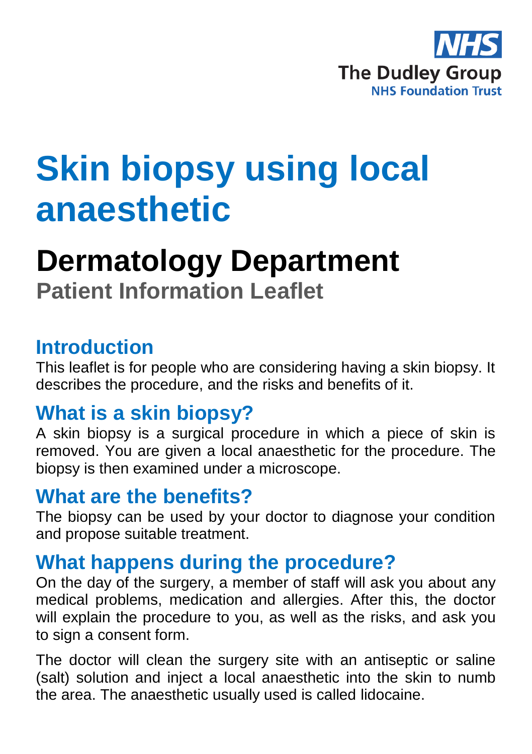NHS
The Dudley Group
NHS Foundation Trust

# Skin biopsy using local anaesthetic

# Dermatology Department

## Patient Information Leaflet

## Introduction

This leaflet is for people who are considering having a skin biopsy. It describes the procedure, and the risks and benefits of it.

## What is a skin biopsy?

A skin biopsy is a surgical procedure in which a piece of skin is removed. You are given a local anaesthetic for the procedure. The biopsy is then examined under a microscope.

## What are the benefits?

The biopsy can be used by your doctor to diagnose your condition and propose suitable treatment.

## What happens during the procedure?

On the day of the surgery, a member of staff will ask you about any medical problems, medication and allergies. After this, the doctor will explain the procedure to you, as well as the risks, and ask you to sign a consent form.

The doctor will clean the surgery site with an antiseptic or saline (salt) solution and inject a local anaesthetic into the skin to numb the area. The anaesthetic usually used is called lidocaine.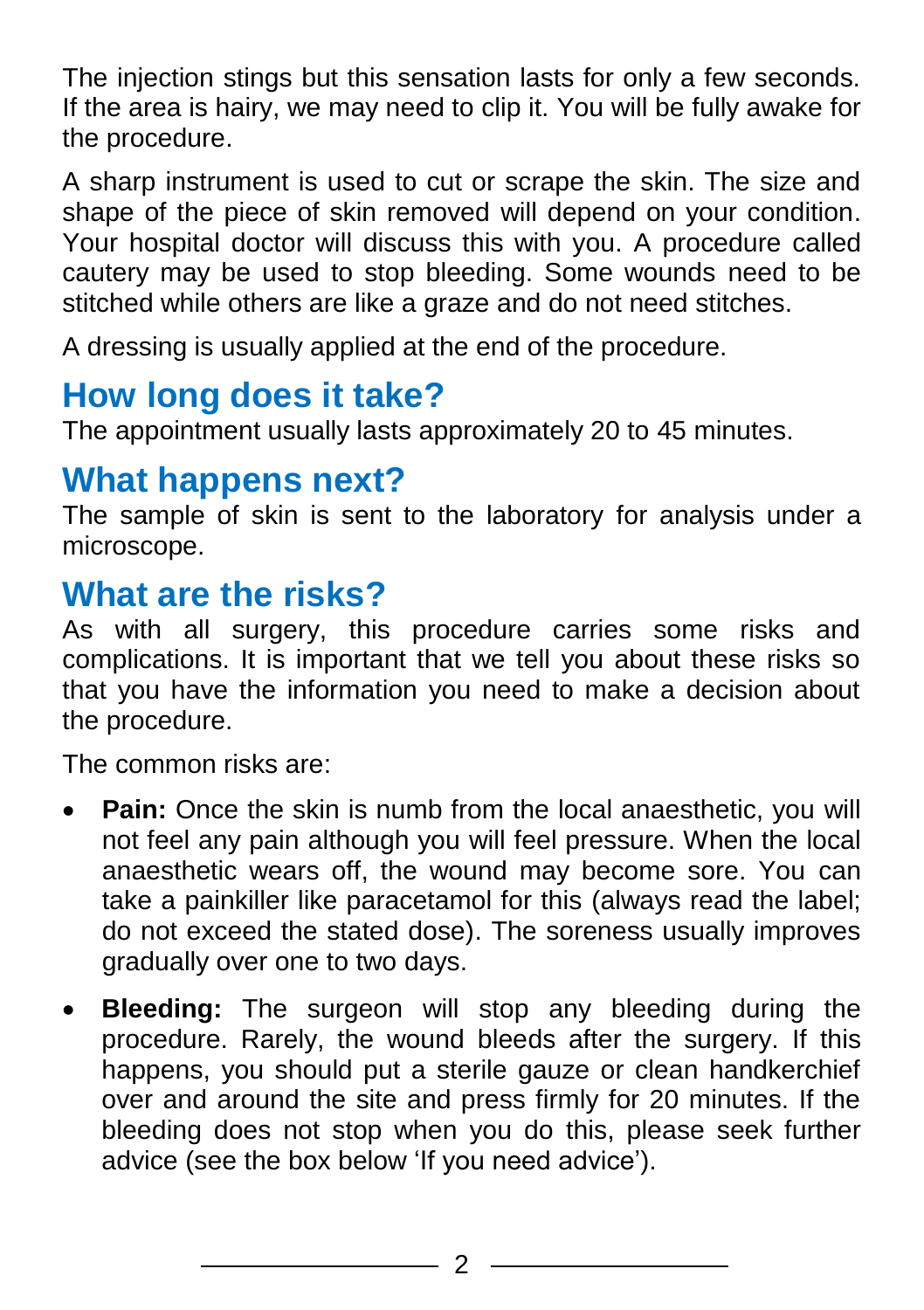The injection stings but this sensation lasts for only a few seconds. If the area is hairy, we may need to clip it. You will be fully awake for the procedure.

A sharp instrument is used to cut or scrape the skin. The size and shape of the piece of skin removed will depend on your condition. Your hospital doctor will discuss this with you. A procedure called cautery may be used to stop bleeding. Some wounds need to be stitched while others are like a graze and do not need stitches.

A dressing is usually applied at the end of the procedure.

## How long does it take?

The appointment usually lasts approximately 20 to 45 minutes.

## What happens next?

The sample of skin is sent to the laboratory for analysis under a microscope.

## What are the risks?

As with all surgery, this procedure carries some risks and complications. It is important that we tell you about these risks so that you have the information you need to make a decision about the procedure.

The common risks are:

- **Pain:** Once the skin is numb from the local anaesthetic, you will not feel any pain although you will feel pressure. When the local anaesthetic wears off, the wound may become sore. You can take a painkiller like paracetamol for this (always read the label; do not exceed the stated dose). The soreness usually improves gradually over one to two days.
- **Bleeding:** The surgeon will stop any bleeding during the procedure. Rarely, the wound bleeds after the surgery. If this happens, you should put a sterile gauze or clean handkerchief over and around the site and press firmly for 20 minutes. If the bleeding does not stop when you do this, please seek further advice (see the box below 'If you need advice').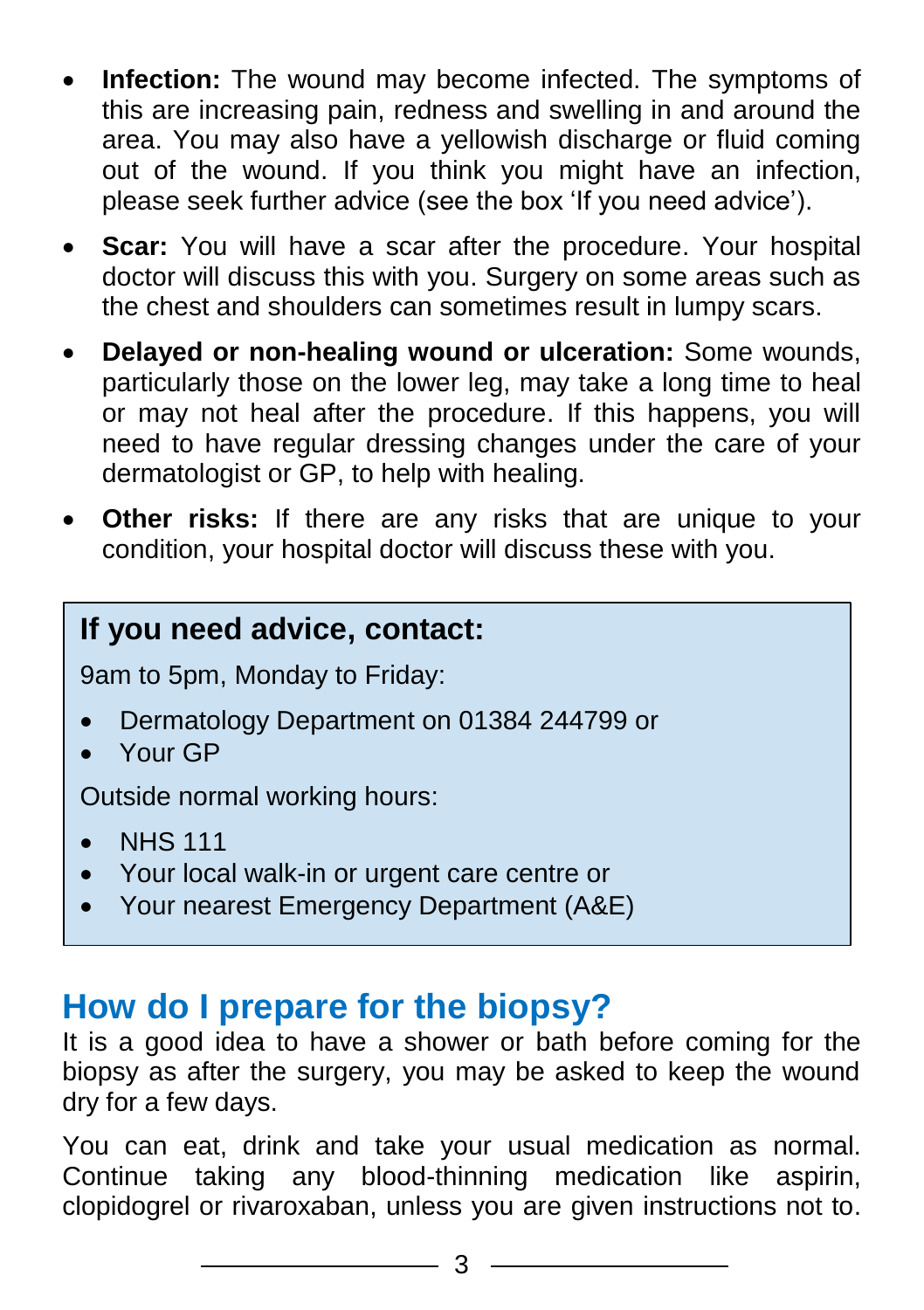- **Infection:** The wound may become infected. The symptoms of this are increasing pain, redness and swelling in and around the area. You may also have a yellowish discharge or fluid coming out of the wound. If you think you might have an infection, please seek further advice (see the box 'If you need advice').
- **Scar:** You will have a scar after the procedure. Your hospital doctor will discuss this with you. Surgery on some areas such as the chest and shoulders can sometimes result in lumpy scars.
- **Delayed or non-healing wound or ulceration:** Some wounds, particularly those on the lower leg, may take a long time to heal or may not heal after the procedure. If this happens, you will need to have regular dressing changes under the care of your dermatologist or GP, to help with healing.
- **Other risks:** If there are any risks that are unique to your condition, your hospital doctor will discuss these with you.

**If you need advice, contact:**

9am to 5pm, Monday to Friday:

- Dermatology Department on 01384 244799 or
- Your GP

Outside normal working hours:

- NHS 111
- Your local walk-in or urgent care centre or
- Your nearest Emergency Department (A&E)

## How do I prepare for the biopsy?

It is a good idea to have a shower or bath before coming for the biopsy as after the surgery, you may be asked to keep the wound dry for a few days.

You can eat, drink and take your usual medication as normal. Continue taking any blood-thinning medication like aspirin, clopidogrel or rivaroxaban, unless you are given instructions not to.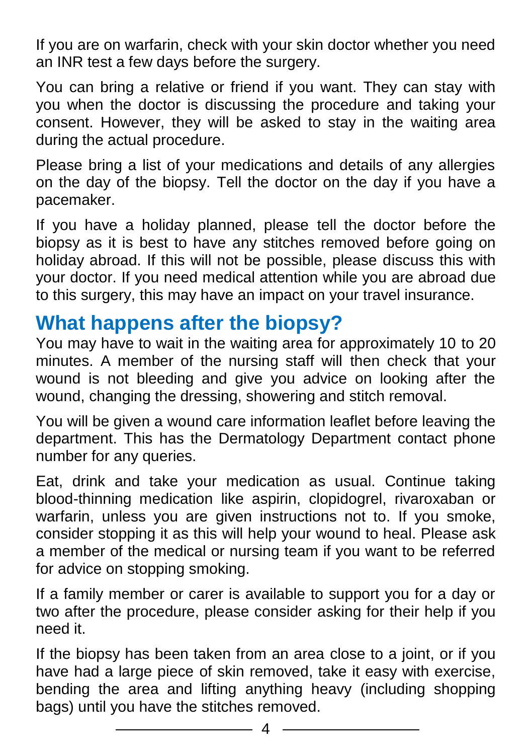If you are on warfarin, check with your skin doctor whether you need an INR test a few days before the surgery.

You can bring a relative or friend if you want. They can stay with you when the doctor is discussing the procedure and taking your consent. However, they will be asked to stay in the waiting area during the actual procedure.

Please bring a list of your medications and details of any allergies on the day of the biopsy. Tell the doctor on the day if you have a pacemaker.

If you have a holiday planned, please tell the doctor before the biopsy as it is best to have any stitches removed before going on holiday abroad. If this will not be possible, please discuss this with your doctor. If you need medical attention while you are abroad due to this surgery, this may have an impact on your travel insurance.

## What happens after the biopsy?

You may have to wait in the waiting area for approximately 10 to 20 minutes. A member of the nursing staff will then check that your wound is not bleeding and give you advice on looking after the wound, changing the dressing, showering and stitch removal.

You will be given a wound care information leaflet before leaving the department. This has the Dermatology Department contact phone number for any queries.

Eat, drink and take your medication as usual. Continue taking blood-thinning medication like aspirin, clopidogrel, rivaroxaban or warfarin, unless you are given instructions not to. If you smoke, consider stopping it as this will help your wound to heal. Please ask a member of the medical or nursing team if you want to be referred for advice on stopping smoking.

If a family member or carer is available to support you for a day or two after the procedure, please consider asking for their help if you need it.

If the biopsy has been taken from an area close to a joint, or if you have had a large piece of skin removed, take it easy with exercise, bending the area and lifting anything heavy (including shopping bags) until you have the stitches removed.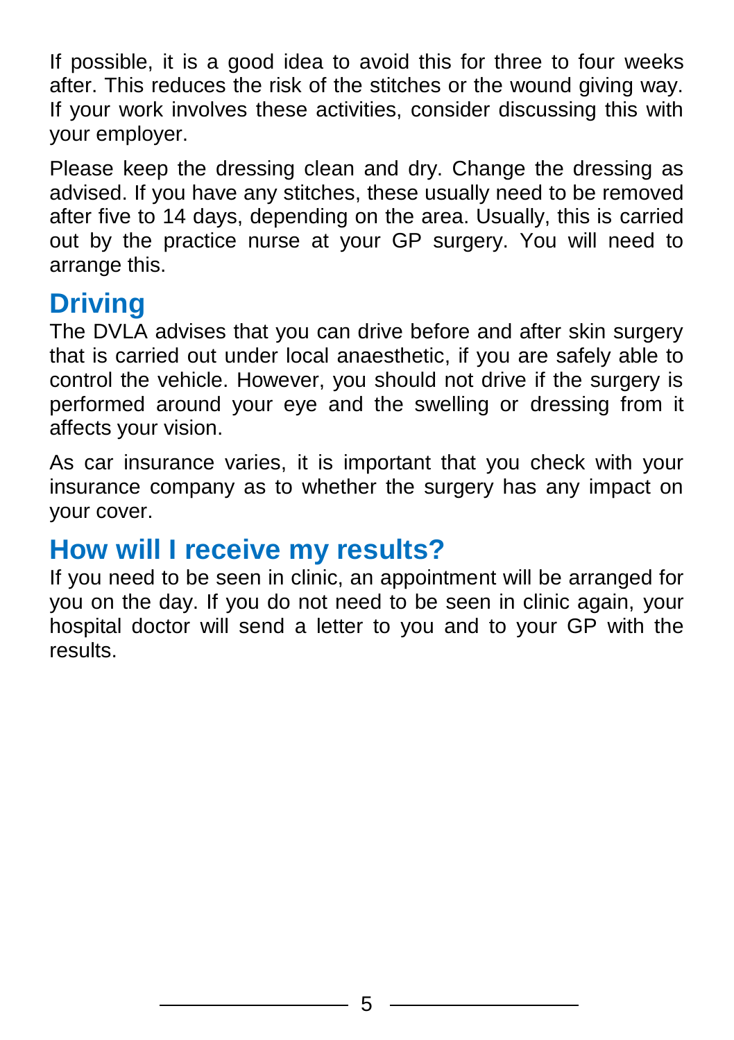If possible, it is a good idea to avoid this for three to four weeks after. This reduces the risk of the stitches or the wound giving way. If your work involves these activities, consider discussing this with your employer.

Please keep the dressing clean and dry. Change the dressing as advised. If you have any stitches, these usually need to be removed after five to 14 days, depending on the area. Usually, this is carried out by the practice nurse at your GP surgery. You will need to arrange this.

## Driving

The DVLA advises that you can drive before and after skin surgery that is carried out under local anaesthetic, if you are safely able to control the vehicle. However, you should not drive if the surgery is performed around your eye and the swelling or dressing from it affects your vision.

As car insurance varies, it is important that you check with your insurance company as to whether the surgery has any impact on your cover.

## How will I receive my results?

If you need to be seen in clinic, an appointment will be arranged for you on the day. If you do not need to be seen in clinic again, your hospital doctor will send a letter to you and to your GP with the results.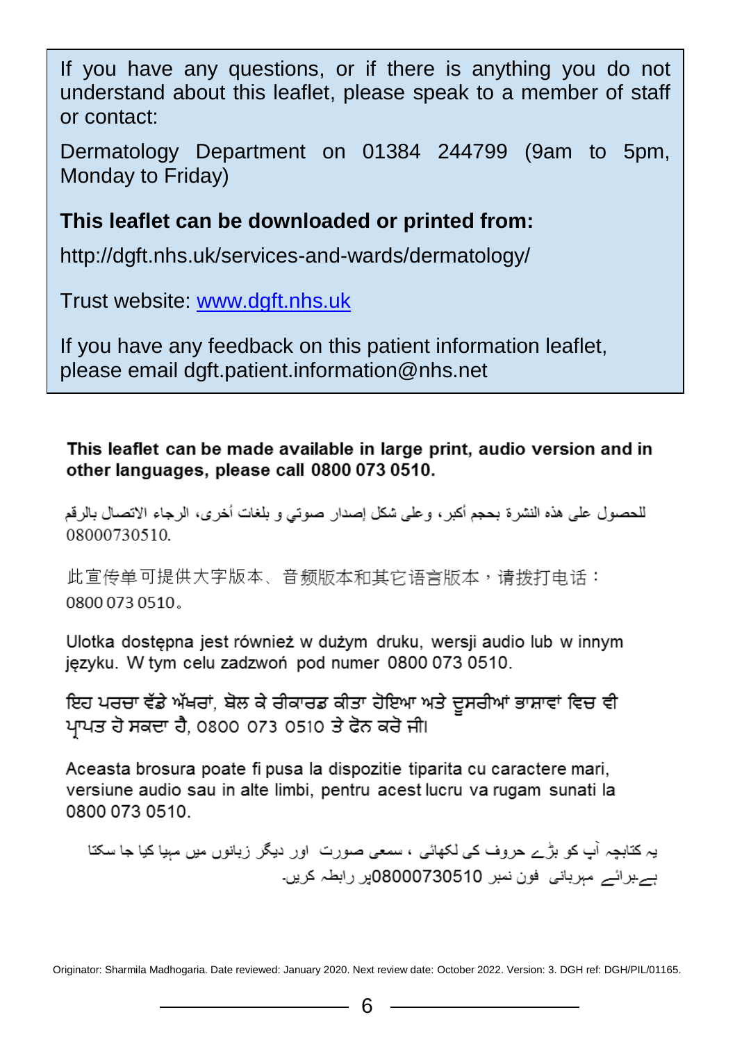If you have any questions, or if there is anything you do not understand about this leaflet, please speak to a member of staff or contact:

Dermatology Department on 01384 244799 (9am to 5pm, Monday to Friday)

**This leaflet can be downloaded or printed from:**

http://dgft.nhs.uk/services-and-wards/dermatology/

Trust website: www.dgft.nhs.uk

If you have any feedback on this patient information leaflet, please email dgft.patient.information@nhs.net

**This leaflet can be made available in large print, audio version and in other languages, please call 0800 073 0510.**

للحصول على هذه النشرة بحجم أكبر، وعلى شكل إصدار صوتي و بلغات أخرى، الرجاء الاتصال بالرقم 08000730510.

此宣传单可提供大字版本、音频版本和其它语言版本，请拨打电话：0800 073 0510。

Ulotka dostępna jest również w dużym druku, wersji audio lub w innym języku. W tym celu zadzwoń pod numer 0800 073 0510.

ਇਹ ਪਰਚਾ ਵੱਡੇ ਅੱਖਰਾਂ, ਬੋਲ ਕੇ ਰੀਕਾਰਡ ਕੀਤਾ ਹੋਇਆ ਅਤੇ ਦੂਸਰੀਆਂ ਭਾਸ਼ਾਵਾਂ ਵਿਚ ਵੀ ਪ੍ਰਾਪਤ ਹੋ ਸਕਦਾ ਹੈ, 0800 073 0510 ਤੇ ਫੋਨ ਕਰੋ ਜੀ।

Aceasta brosura poate fi pusa la dispozitie tiparita cu caractere mari, versiune audio sau in alte limbi, pentru acest lucru va rugam sunati la 0800 073 0510.

یہ کتابچہ آپ کو بڑے حروف کی لکھائی ، سمعی صورت اور دیگر زبانوں میں مہیا کیا جا سکتا ہے۔برائے مہربانی فون نمبر 08000730510پر رابطہ کریں۔

Originator: Sharmila Madhogaria. Date reviewed: January 2020. Next review date: October 2022. Version: 3. DGH ref: DGH/PIL/01165.